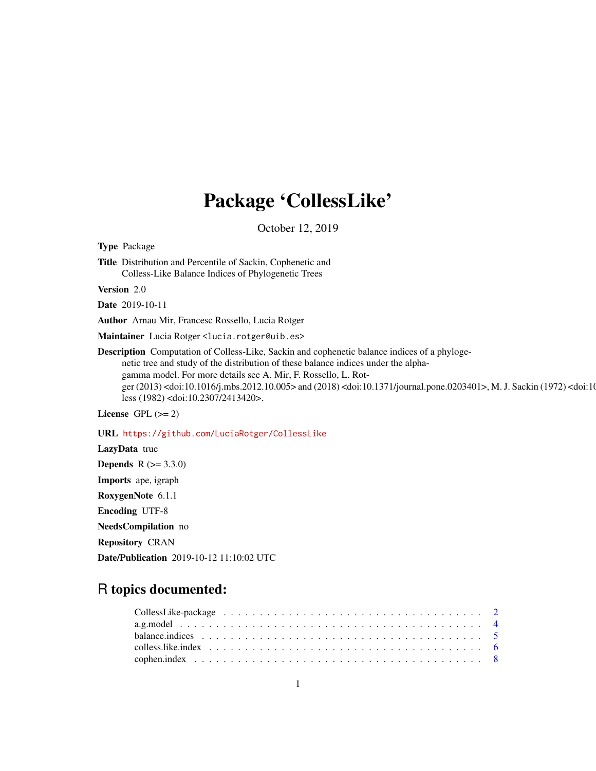# Package 'CollessLike'

October 12, 2019

**Type** Package

**Title** Distribution and Percentile of Sackin, Cophenetic and Colless-Like Balance Indices of Phylogenetic Trees

**Version** 2.0

**Date** 2019-10-11

**Author** Arnau Mir, Francesc Rossello, Lucia Rotger

**Maintainer** Lucia Rotger <lucia.rotger@uib.es>

**Description** Computation of Colless-Like, Sackin and cophenetic balance indices of a phylogenetic tree and study of the distribution of these balance indices under the alpha-gamma model. For more details see A. Mir, F. Rossello, L. Rotger (2013) <doi:10.1016/j.mbs.2012.10.005> and (2018) <doi:10.1371/journal.pone.0203401>, M. J. Sackin (1972) <doi:1C less (1982) <doi:10.2307/2413420>.

**License** GPL (>= 2)

**URL** https://github.com/LuciaRotger/CollessLike

**LazyData** true

**Depends** R (>= 3.3.0)

**Imports** ape, igraph

**RoxygenNote** 6.1.1

**Encoding** UTF-8

**NeedsCompilation** no

**Repository** CRAN

**Date/Publication** 2019-10-12 11:10:02 UTC

## R topics documented:

- CollessLike-package . . . . . . . . . . 2
- a.g.model . . . . . . . . . . 4
- balance.indices . . . . . . . . . . 5
- colless.like.index . . . . . . . . . . 6
- cophen.index . . . . . . . . . . 8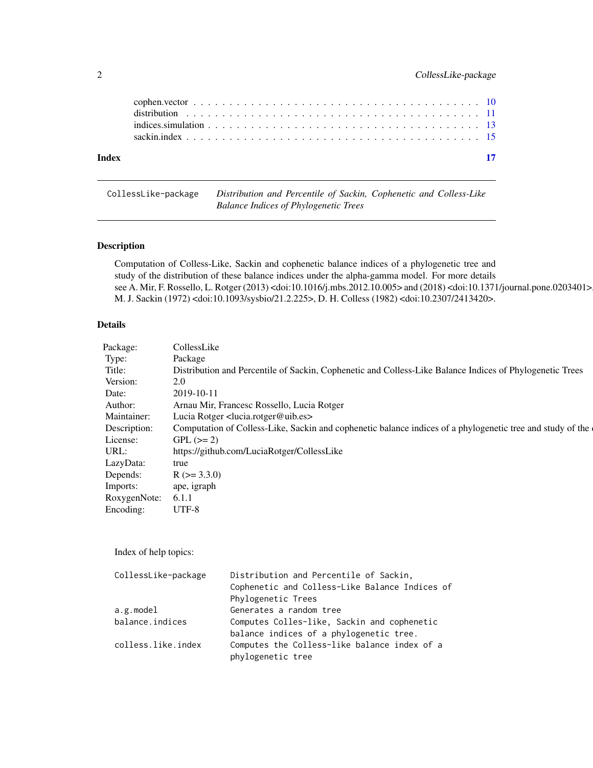cophen.vector . . . . . . . . . . . . . . . . . . . . . . . . . . . . . . . . . . . . . . . 10
distribution . . . . . . . . . . . . . . . . . . . . . . . . . . . . . . . . . . . . . . . . 11
indices.simulation . . . . . . . . . . . . . . . . . . . . . . . . . . . . . . . . . . . . . 13
sackin.index . . . . . . . . . . . . . . . . . . . . . . . . . . . . . . . . . . . . . . . . 15

**Index** **17**

---

`CollessLike-package` *Distribution and Percentile of Sackin, Cophenetic and Colless-Like Balance Indices of Phylogenetic Trees*

---

## Description

Computation of Colless-Like, Sackin and cophenetic balance indices of a phylogenetic tree and study of the distribution of these balance indices under the alpha-gamma model. For more details see A. Mir, F. Rossello, L. Rotger (2013) <doi:10.1016/j.mbs.2012.10.005> and (2018) <doi:10.1371/journal.pone.0203401>, M. J. Sackin (1972) <doi:10.1093/sysbio/21.2.225>, D. H. Colless (1982) <doi:10.2307/2413420>.

## Details

| | |
|---|---|
| Package: | CollessLike |
| Type: | Package |
| Title: | Distribution and Percentile of Sackin, Cophenetic and Colless-Like Balance Indices of Phylogenetic Trees |
| Version: | 2.0 |
| Date: | 2019-10-11 |
| Author: | Arnau Mir, Francesc Rossello, Lucia Rotger |
| Maintainer: | Lucia Rotger <lucia.rotger@uib.es> |
| Description: | Computation of Colless-Like, Sackin and cophenetic balance indices of a phylogenetic tree and study of the d |
| License: | GPL (>= 2) |
| URL: | https://github.com/LuciaRotger/CollessLike |
| LazyData: | true |
| Depends: | R (>= 3.3.0) |
| Imports: | ape, igraph |
| RoxygenNote: | 6.1.1 |
| Encoding: | UTF-8 |

Index of help topics:

```
CollessLike-package     Distribution and Percentile of Sackin,
                        Cophenetic and Colless-Like Balance Indices of
                        Phylogenetic Trees
a.g.model               Generates a random tree
balance.indices         Computes Colles-like, Sackin and cophenetic
                        balance indices of a phylogenetic tree.
colless.like.index      Computes the Colless-like balance index of a
                        phylogenetic tree
```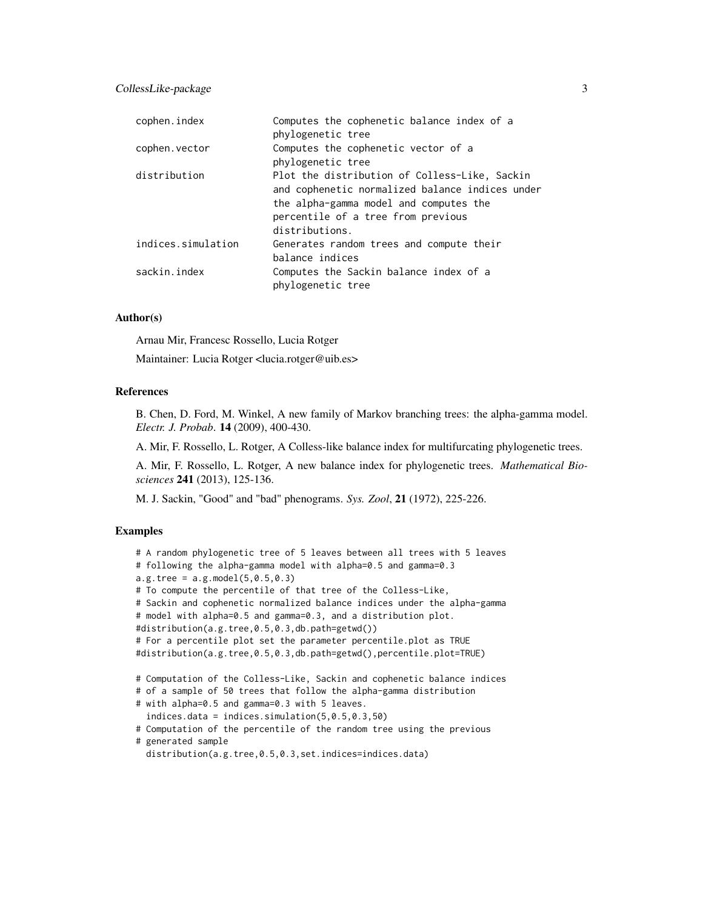| | |
|---|---|
| cophen.index | Computes the cophenetic balance index of a phylogenetic tree |
| cophen.vector | Computes the cophenetic vector of a phylogenetic tree |
| distribution | Plot the distribution of Colless-Like, Sackin and cophenetic normalized balance indices under the alpha-gamma model and computes the percentile of a tree from previous distributions. |
| indices.simulation | Generates random trees and compute their balance indices |
| sackin.index | Computes the Sackin balance index of a phylogenetic tree |

## Author(s)

Arnau Mir, Francesc Rossello, Lucia Rotger

Maintainer: Lucia Rotger <lucia.rotger@uib.es>

## References

B. Chen, D. Ford, M. Winkel, A new family of Markov branching trees: the alpha-gamma model. *Electr. J. Probab*. **14** (2009), 400-430.

A. Mir, F. Rossello, L. Rotger, A Colless-like balance index for multifurcating phylogenetic trees.

A. Mir, F. Rossello, L. Rotger, A new balance index for phylogenetic trees. *Mathematical Biosciences* **241** (2013), 125-136.

M. J. Sackin, "Good" and "bad" phenograms. *Sys. Zool*, **21** (1972), 225-226.

## Examples

```
# A random phylogenetic tree of 5 leaves between all trees with 5 leaves
# following the alpha-gamma model with alpha=0.5 and gamma=0.3
a.g.tree = a.g.model(5,0.5,0.3)
# To compute the percentile of that tree of the Colless-Like,
# Sackin and cophenetic normalized balance indices under the alpha-gamma
# model with alpha=0.5 and gamma=0.3, and a distribution plot.
#distribution(a.g.tree,0.5,0.3,db.path=getwd())
# For a percentile plot set the parameter percentile.plot as TRUE
#distribution(a.g.tree,0.5,0.3,db.path=getwd(),percentile.plot=TRUE)

# Computation of the Colless-Like, Sackin and cophenetic balance indices
# of a sample of 50 trees that follow the alpha-gamma distribution
# with alpha=0.5 and gamma=0.3 with 5 leaves.
  indices.data = indices.simulation(5,0.5,0.3,50)
# Computation of the percentile of the random tree using the previous
# generated sample
  distribution(a.g.tree,0.5,0.3,set.indices=indices.data)
```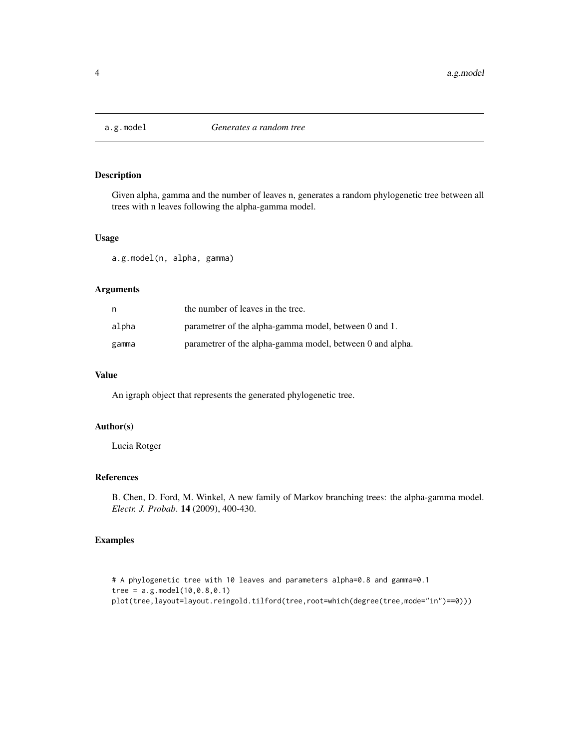## a.g.model *Generates a random tree*

### Description

Given alpha, gamma and the number of leaves n, generates a random phylogenetic tree between all trees with n leaves following the alpha-gamma model.

### Usage

```
a.g.model(n, alpha, gamma)
```

### Arguments

| | |
|---|---|
| n | the number of leaves in the tree. |
| alpha | parametrer of the alpha-gamma model, between 0 and 1. |
| gamma | parametrer of the alpha-gamma model, between 0 and alpha. |

### Value

An igraph object that represents the generated phylogenetic tree.

### Author(s)

Lucia Rotger

### References

B. Chen, D. Ford, M. Winkel, A new family of Markov branching trees: the alpha-gamma model. *Electr. J. Probab*. **14** (2009), 400-430.

### Examples

```
# A phylogenetic tree with 10 leaves and parameters alpha=0.8 and gamma=0.1
tree = a.g.model(10,0.8,0.1)
plot(tree,layout=layout.reingold.tilford(tree,root=which(degree(tree,mode="in")==0)))
```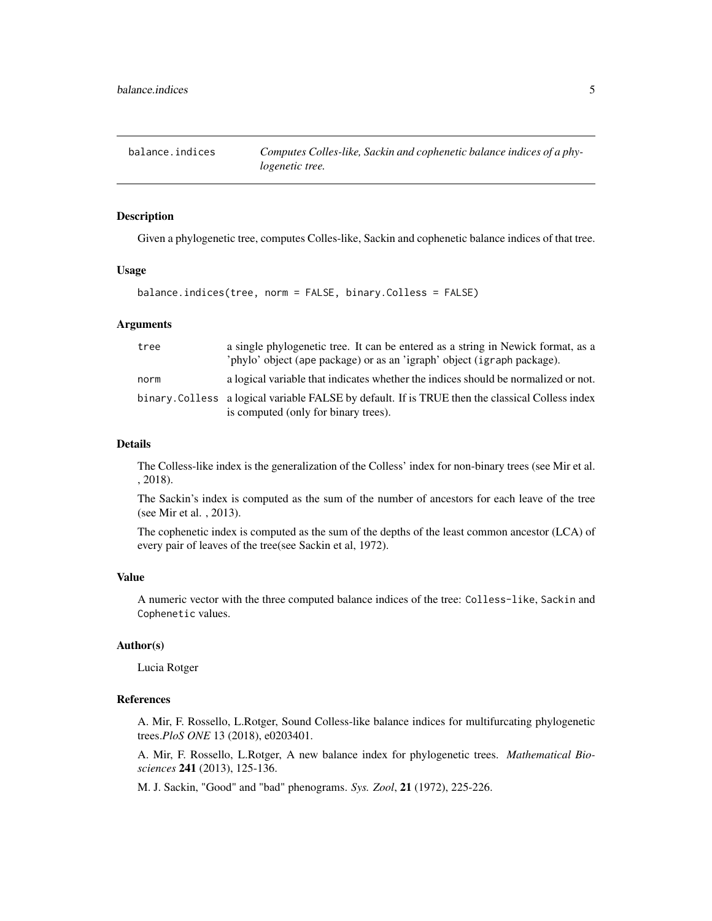# balance.indices — *Computes Colles-like, Sackin and cophenetic balance indices of a phylogenetic tree.*

## Description

Given a phylogenetic tree, computes Colles-like, Sackin and cophenetic balance indices of that tree.

## Usage

```
balance.indices(tree, norm = FALSE, binary.Colless = FALSE)
```

## Arguments

| | |
|---|---|
| tree | a single phylogenetic tree. It can be entered as a string in Newick format, as a 'phylo' object (ape package) or as an 'igraph' object (igraph package). |
| norm | a logical variable that indicates whether the indices should be normalized or not. |
| binary.Colless | a logical variable FALSE by default. If is TRUE then the classical Colless index is computed (only for binary trees). |

## Details

The Colless-like index is the generalization of the Colless' index for non-binary trees (see Mir et al. , 2018).

The Sackin's index is computed as the sum of the number of ancestors for each leave of the tree (see Mir et al. , 2013).

The cophenetic index is computed as the sum of the depths of the least common ancestor (LCA) of every pair of leaves of the tree(see Sackin et al, 1972).

## Value

A numeric vector with the three computed balance indices of the tree: `Colless-like`, `Sackin` and `Cophenetic` values.

## Author(s)

Lucia Rotger

## References

A. Mir, F. Rossello, L.Rotger, Sound Colless-like balance indices for multifurcating phylogenetic trees.*PloS ONE* 13 (2018), e0203401.

A. Mir, F. Rossello, L.Rotger, A new balance index for phylogenetic trees. *Mathematical Biosciences* **241** (2013), 125-136.

M. J. Sackin, "Good" and "bad" phenograms. *Sys. Zool*, **21** (1972), 225-226.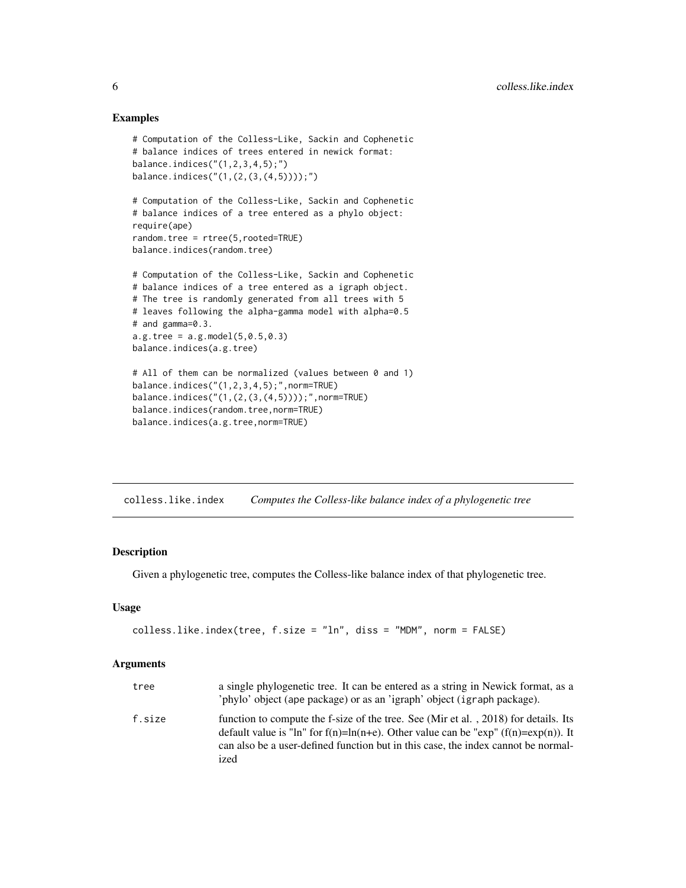## Examples

```
# Computation of the Colless-Like, Sackin and Cophenetic
# balance indices of trees entered in newick format:
balance.indices("(1,2,3,4,5);")
balance.indices("(1,(2,(3,(4,5))));")

# Computation of the Colless-Like, Sackin and Cophenetic
# balance indices of a tree entered as a phylo object:
require(ape)
random.tree = rtree(5,rooted=TRUE)
balance.indices(random.tree)

# Computation of the Colless-Like, Sackin and Cophenetic
# balance indices of a tree entered as a igraph object.
# The tree is randomly generated from all trees with 5
# leaves following the alpha-gamma model with alpha=0.5
# and gamma=0.3.
a.g.tree = a.g.model(5,0.5,0.3)
balance.indices(a.g.tree)

# All of them can be normalized (values between 0 and 1)
balance.indices("(1,2,3,4,5);",norm=TRUE)
balance.indices("(1,(2,(3,(4,5))));",norm=TRUE)
balance.indices(random.tree,norm=TRUE)
balance.indices(a.g.tree,norm=TRUE)
```

---

# colless.like.index *Computes the Colless-like balance index of a phylogenetic tree*

## Description

Given a phylogenetic tree, computes the Colless-like balance index of that phylogenetic tree.

## Usage

```
colless.like.index(tree, f.size = "ln", diss = "MDM", norm = FALSE)
```

## Arguments

| | |
|---|---|
| tree | a single phylogenetic tree. It can be entered as a string in Newick format, as a 'phylo' object (ape package) or as an 'igraph' object (igraph package). |
| f.size | function to compute the f-size of the tree. See (Mir et al. , 2018) for details. Its default value is "ln" for $f(n)=\ln(n+e)$. Other value can be "exp" ($f(n)=\exp(n)$). It can also be a user-defined function but in this case, the index cannot be normalized |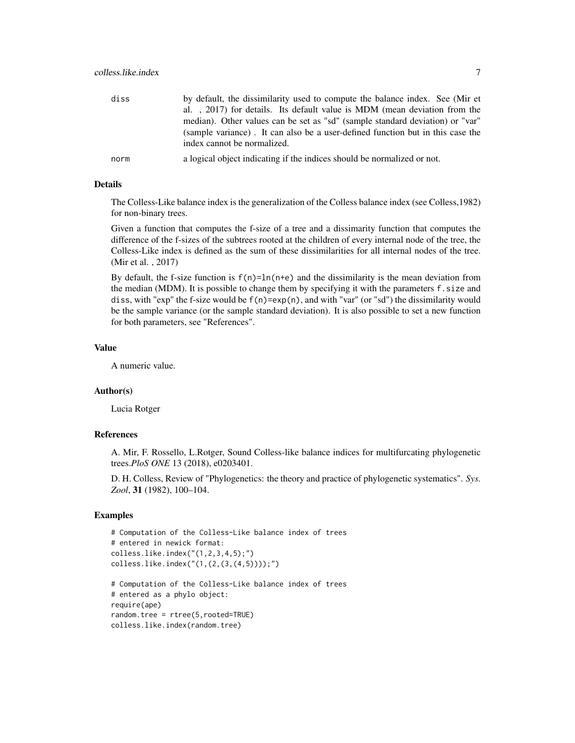| | |
|---|---|
| diss | by default, the dissimilarity used to compute the balance index. See (Mir et al. , 2017) for details. Its default value is MDM (mean deviation from the median). Other values can be set as "sd" (sample standard deviation) or "var" (sample variance) . It can also be a user-defined function but in this case the index cannot be normalized. |
| norm | a logical object indicating if the indices should be normalized or not. |

### Details

The Colless-Like balance index is the generalization of the Colless balance index (see Colless,1982) for non-binary trees.

Given a function that computes the f-size of a tree and a dissimarity function that computes the difference of the f-sizes of the subtrees rooted at the children of every internal node of the tree, the Colless-Like index is defined as the sum of these dissimilarities for all internal nodes of the tree. (Mir et al. , 2017)

By default, the f-size function is `f(n)=ln(n+e)` and the dissimilarity is the mean deviation from the median (MDM). It is possible to change them by specifying it with the parameters `f.size` and `diss`, with "exp" the f-size would be `f(n)=exp(n)`, and with "var" (or "sd") the dissimilarity would be the sample variance (or the sample standard deviation). It is also possible to set a new function for both parameters, see "References".

### Value

A numeric value.

### Author(s)

Lucia Rotger

### References

A. Mir, F. Rossello, L.Rotger, Sound Colless-like balance indices for multifurcating phylogenetic trees.*PloS ONE* 13 (2018), e0203401.

D. H. Colless, Review of "Phylogenetics: the theory and practice of phylogenetic systematics". *Sys. Zool*, **31** (1982), 100–104.

### Examples

```
# Computation of the Colless-Like balance index of trees
# entered in newick format:
colless.like.index("(1,2,3,4,5);")
colless.like.index("(1,(2,(3,(4,5))));")

# Computation of the Colless-Like balance index of trees
# entered as a phylo object:
require(ape)
random.tree = rtree(5,rooted=TRUE)
colless.like.index(random.tree)
```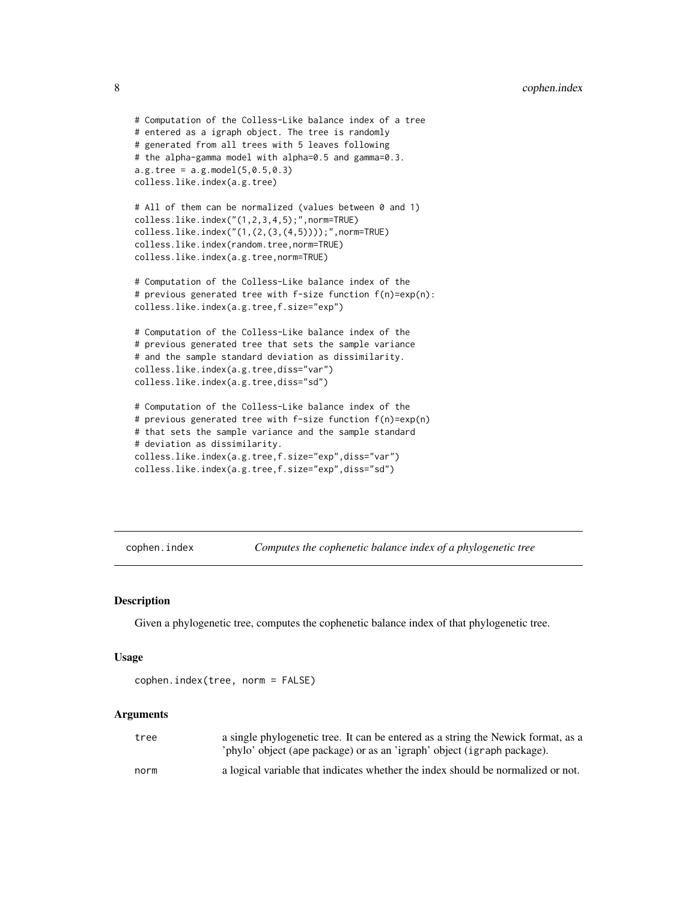```
# Computation of the Colless-Like balance index of a tree
# entered as a igraph object. The tree is randomly
# generated from all trees with 5 leaves following
# the alpha-gamma model with alpha=0.5 and gamma=0.3.
a.g.tree = a.g.model(5,0.5,0.3)
colless.like.index(a.g.tree)

# All of them can be normalized (values between 0 and 1)
colless.like.index("(1,2,3,4,5);",norm=TRUE)
colless.like.index("(1,(2,(3,(4,5))));",norm=TRUE)
colless.like.index(random.tree,norm=TRUE)
colless.like.index(a.g.tree,norm=TRUE)

# Computation of the Colless-Like balance index of the
# previous generated tree with f-size function f(n)=exp(n):
colless.like.index(a.g.tree,f.size="exp")

# Computation of the Colless-Like balance index of the
# previous generated tree that sets the sample variance
# and the sample standard deviation as dissimilarity.
colless.like.index(a.g.tree,diss="var")
colless.like.index(a.g.tree,diss="sd")

# Computation of the Colless-Like balance index of the
# previous generated tree with f-size function f(n)=exp(n)
# that sets the sample variance and the sample standard
# deviation as dissimilarity.
colless.like.index(a.g.tree,f.size="exp",diss="var")
colless.like.index(a.g.tree,f.size="exp",diss="sd")
```

## cophen.index — *Computes the cophenetic balance index of a phylogenetic tree*

### Description

Given a phylogenetic tree, computes the cophenetic balance index of that phylogenetic tree.

### Usage

```
cophen.index(tree, norm = FALSE)
```

### Arguments

| | |
|---|---|
| `tree` | a single phylogenetic tree. It can be entered as a string the Newick format, as a 'phylo' object (ape package) or as an 'igraph' object (igraph package). |
| `norm` | a logical variable that indicates whether the index should be normalized or not. |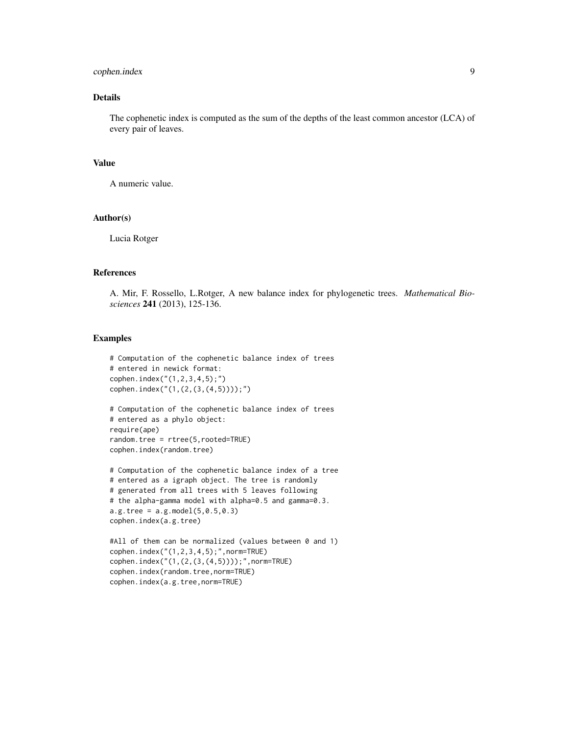## Details

The cophenetic index is computed as the sum of the depths of the least common ancestor (LCA) of every pair of leaves.

## Value

A numeric value.

## Author(s)

Lucia Rotger

## References

A. Mir, F. Rossello, L.Rotger, A new balance index for phylogenetic trees. *Mathematical Biosciences* **241** (2013), 125-136.

## Examples

```
# Computation of the cophenetic balance index of trees
# entered in newick format:
cophen.index("(1,2,3,4,5);")
cophen.index("(1,(2,(3,(4,5))));")

# Computation of the cophenetic balance index of trees
# entered as a phylo object:
require(ape)
random.tree = rtree(5,rooted=TRUE)
cophen.index(random.tree)

# Computation of the cophenetic balance index of a tree
# entered as a igraph object. The tree is randomly
# generated from all trees with 5 leaves following
# the alpha-gamma model with alpha=0.5 and gamma=0.3.
a.g.tree = a.g.model(5,0.5,0.3)
cophen.index(a.g.tree)

#All of them can be normalized (values between 0 and 1)
cophen.index("(1,2,3,4,5);",norm=TRUE)
cophen.index("(1,(2,(3,(4,5))));",norm=TRUE)
cophen.index(random.tree,norm=TRUE)
cophen.index(a.g.tree,norm=TRUE)
```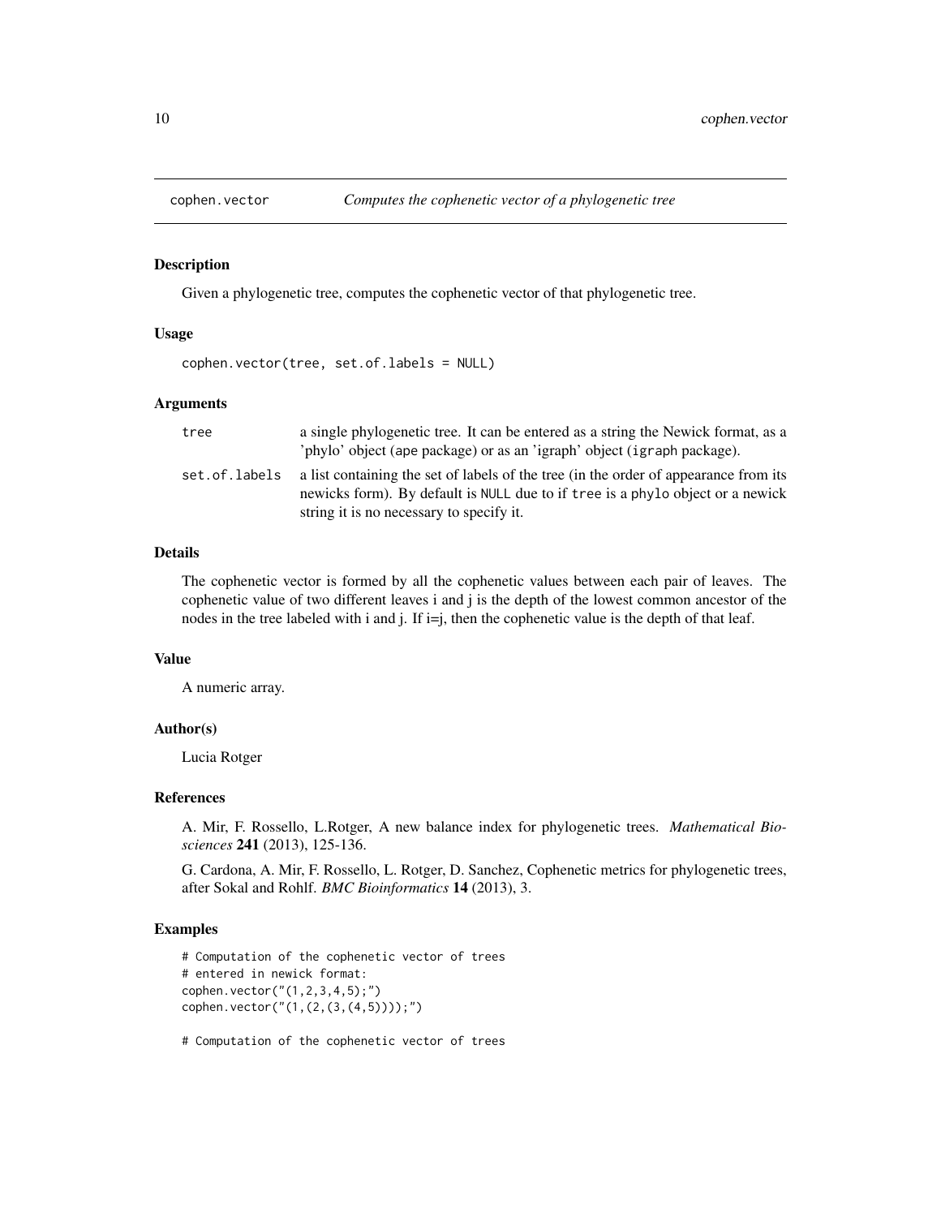# cophen.vector — *Computes the cophenetic vector of a phylogenetic tree*

## Description

Given a phylogenetic tree, computes the cophenetic vector of that phylogenetic tree.

## Usage

```
cophen.vector(tree, set.of.labels = NULL)
```

## Arguments

| | |
|---|---|
| `tree` | a single phylogenetic tree. It can be entered as a string the Newick format, as a 'phylo' object (ape package) or as an 'igraph' object (igraph package). |
| `set.of.labels` | a list containing the set of labels of the tree (in the order of appearance from its newicks form). By default is NULL due to if tree is a phylo object or a newick string it is no necessary to specify it. |

## Details

The cophenetic vector is formed by all the cophenetic values between each pair of leaves. The cophenetic value of two different leaves i and j is the depth of the lowest common ancestor of the nodes in the tree labeled with i and j. If i=j, then the cophenetic value is the depth of that leaf.

## Value

A numeric array.

## Author(s)

Lucia Rotger

## References

A. Mir, F. Rossello, L.Rotger, A new balance index for phylogenetic trees. *Mathematical Biosciences* **241** (2013), 125-136.

G. Cardona, A. Mir, F. Rossello, L. Rotger, D. Sanchez, Cophenetic metrics for phylogenetic trees, after Sokal and Rohlf. *BMC Bioinformatics* **14** (2013), 3.

## Examples

```
# Computation of the cophenetic vector of trees
# entered in newick format:
cophen.vector("(1,2,3,4,5);")
cophen.vector("(1,(2,(3,(4,5))));")

# Computation of the cophenetic vector of trees
```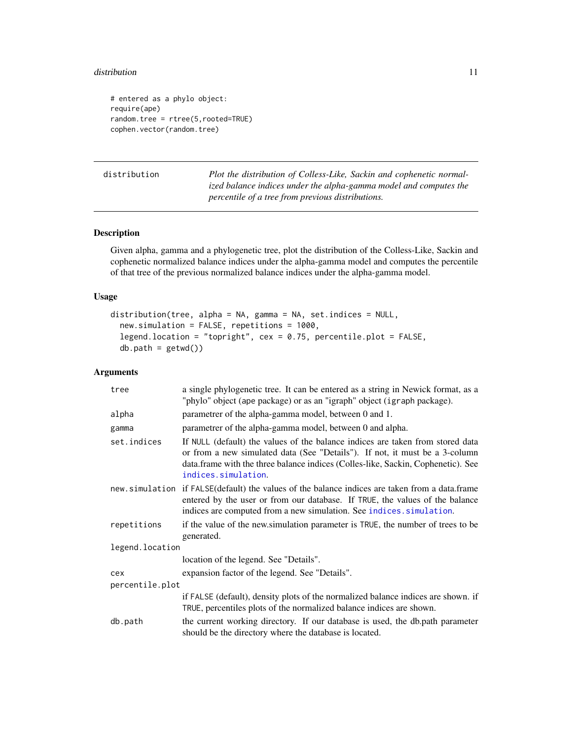```
# entered as a phylo object:
require(ape)
random.tree = rtree(5,rooted=TRUE)
cophen.vector(random.tree)
```

---

`distribution` — *Plot the distribution of Colless-Like, Sackin and cophenetic normalized balance indices under the alpha-gamma model and computes the percentile of a tree from previous distributions.*

---

### Description

Given alpha, gamma and a phylogenetic tree, plot the distribution of the Colless-Like, Sackin and cophenetic normalized balance indices under the alpha-gamma model and computes the percentile of that tree of the previous normalized balance indices under the alpha-gamma model.

### Usage

```
distribution(tree, alpha = NA, gamma = NA, set.indices = NULL,
  new.simulation = FALSE, repetitions = 1000,
  legend.location = "topright", cex = 0.75, percentile.plot = FALSE,
  db.path = getwd())
```

### Arguments

| Argument | Description |
|---|---|
| `tree` | a single phylogenetic tree. It can be entered as a string in Newick format, as a "phylo" object (ape package) or as an "igraph" object (igraph package). |
| `alpha` | parametrer of the alpha-gamma model, between 0 and 1. |
| `gamma` | parametrer of the alpha-gamma model, between 0 and alpha. |
| `set.indices` | If `NULL` (default) the values of the balance indices are taken from stored data or from a new simulated data (See "Details"). If not, it must be a 3-column data.frame with the three balance indices (Colles-like, Sackin, Cophenetic). See `indices.simulation`. |
| `new.simulation` | if `FALSE`(default) the values of the balance indices are taken from a data.frame entered by the user or from our database. If `TRUE`, the values of the balance indices are computed from a new simulation. See `indices.simulation`. |
| `repetitions` | if the value of the new.simulation parameter is `TRUE`, the number of trees to be generated. |
| `legend.location` | location of the legend. See "Details". |
| `cex` | expansion factor of the legend. See "Details". |
| `percentile.plot` | if `FALSE` (default), density plots of the normalized balance indices are shown. if `TRUE`, percentiles plots of the normalized balance indices are shown. |
| `db.path` | the current working directory. If our database is used, the db.path parameter should be the directory where the database is located. |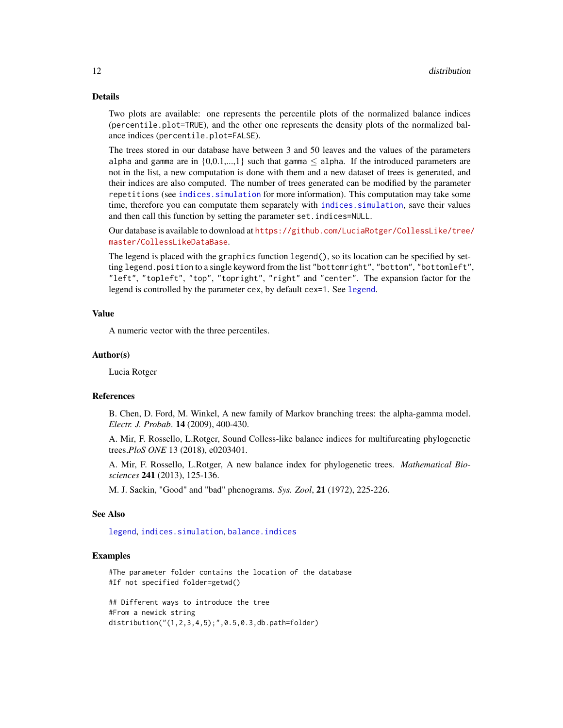### Details

Two plots are available: one represents the percentile plots of the normalized balance indices (`percentile.plot=TRUE`), and the other one represents the density plots of the normalized balance indices (`percentile.plot=FALSE`).

The trees stored in our database have between 3 and 50 leaves and the values of the parameters `alpha` and `gamma` are in {0,0.1,...,1} such that `gamma` $\leq$ `alpha`. If the introduced parameters are not in the list, a new computation is done with them and a new dataset of trees is generated, and their indices are also computed. The number of trees generated can be modified by the parameter `repetitions` (see `indices.simulation` for more information). This computation may take some time, therefore you can computate them separately with `indices.simulation`, save their values and then call this function by setting the parameter `set.indices=NULL`.

Our database is available to download at https://github.com/LuciaRotger/CollessLike/tree/master/CollessLikeDataBase.

The legend is placed with the `graphics` function `legend()`, so its location can be specified by setting `legend.position` to a single keyword from the list `"bottomright"`, `"bottom"`, `"bottomleft"`, `"left"`, `"topleft"`, `"top"`, `"topright"`, `"right"` and `"center"`. The expansion factor for the legend is controlled by the parameter `cex`, by default `cex=1`. See `legend`.

### Value

A numeric vector with the three percentiles.

### Author(s)

Lucia Rotger

### References

B. Chen, D. Ford, M. Winkel, A new family of Markov branching trees: the alpha-gamma model. *Electr. J. Probab*. **14** (2009), 400-430.

A. Mir, F. Rossello, L.Rotger, Sound Colless-like balance indices for multifurcating phylogenetic trees.*PloS ONE* 13 (2018), e0203401.

A. Mir, F. Rossello, L.Rotger, A new balance index for phylogenetic trees. *Mathematical Biosciences* **241** (2013), 125-136.

M. J. Sackin, "Good" and "bad" phenograms. *Sys. Zool*, **21** (1972), 225-226.

### See Also

`legend`, `indices.simulation`, `balance.indices`

### Examples

```
#The parameter folder contains the location of the database
#If not specified folder=getwd()

## Different ways to introduce the tree
#From a newick string
distribution("(1,2,3,4,5);",0.5,0.3,db.path=folder)
```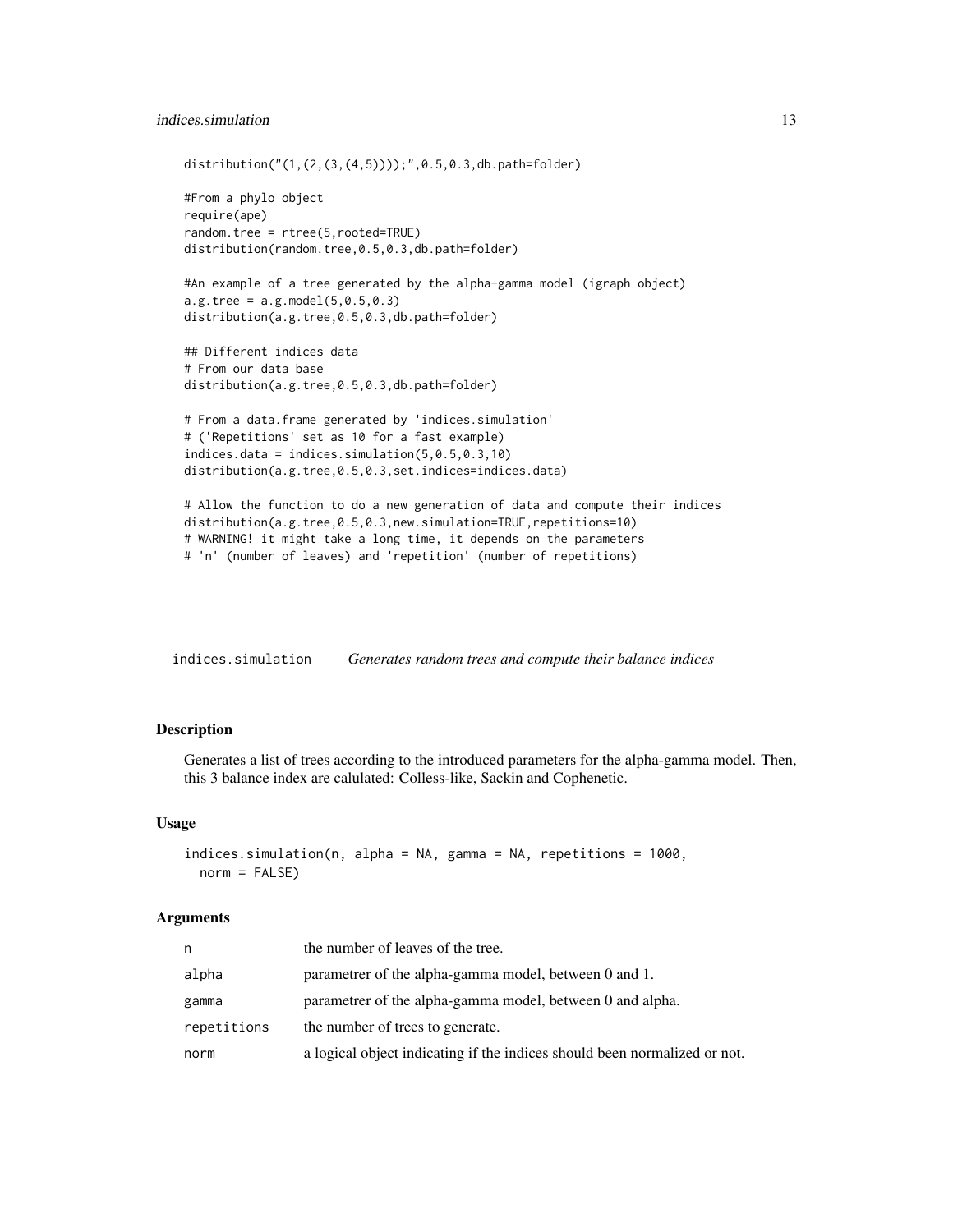```
distribution("(1,(2,(3,(4,5))));",0.5,0.3,db.path=folder)

#From a phylo object
require(ape)
random.tree = rtree(5,rooted=TRUE)
distribution(random.tree,0.5,0.3,db.path=folder)

#An example of a tree generated by the alpha-gamma model (igraph object)
a.g.tree = a.g.model(5,0.5,0.3)
distribution(a.g.tree,0.5,0.3,db.path=folder)

## Different indices data
# From our data base
distribution(a.g.tree,0.5,0.3,db.path=folder)

# From a data.frame generated by 'indices.simulation'
# ('Repetitions' set as 10 for a fast example)
indices.data = indices.simulation(5,0.5,0.3,10)
distribution(a.g.tree,0.5,0.3,set.indices=indices.data)

# Allow the function to do a new generation of data and compute their indices
distribution(a.g.tree,0.5,0.3,new.simulation=TRUE,repetitions=10)
# WARNING! it might take a long time, it depends on the parameters
# 'n' (number of leaves) and 'repetition' (number of repetitions)
```

---

## indices.simulation *Generates random trees and compute their balance indices*

### Description

Generates a list of trees according to the introduced parameters for the alpha-gamma model. Then, this 3 balance index are calulated: Colless-like, Sackin and Cophenetic.

### Usage

```
indices.simulation(n, alpha = NA, gamma = NA, repetitions = 1000,
  norm = FALSE)
```

### Arguments

| | |
|---|---|
| n | the number of leaves of the tree. |
| alpha | parametrer of the alpha-gamma model, between 0 and 1. |
| gamma | parametrer of the alpha-gamma model, between 0 and alpha. |
| repetitions | the number of trees to generate. |
| norm | a logical object indicating if the indices should been normalized or not. |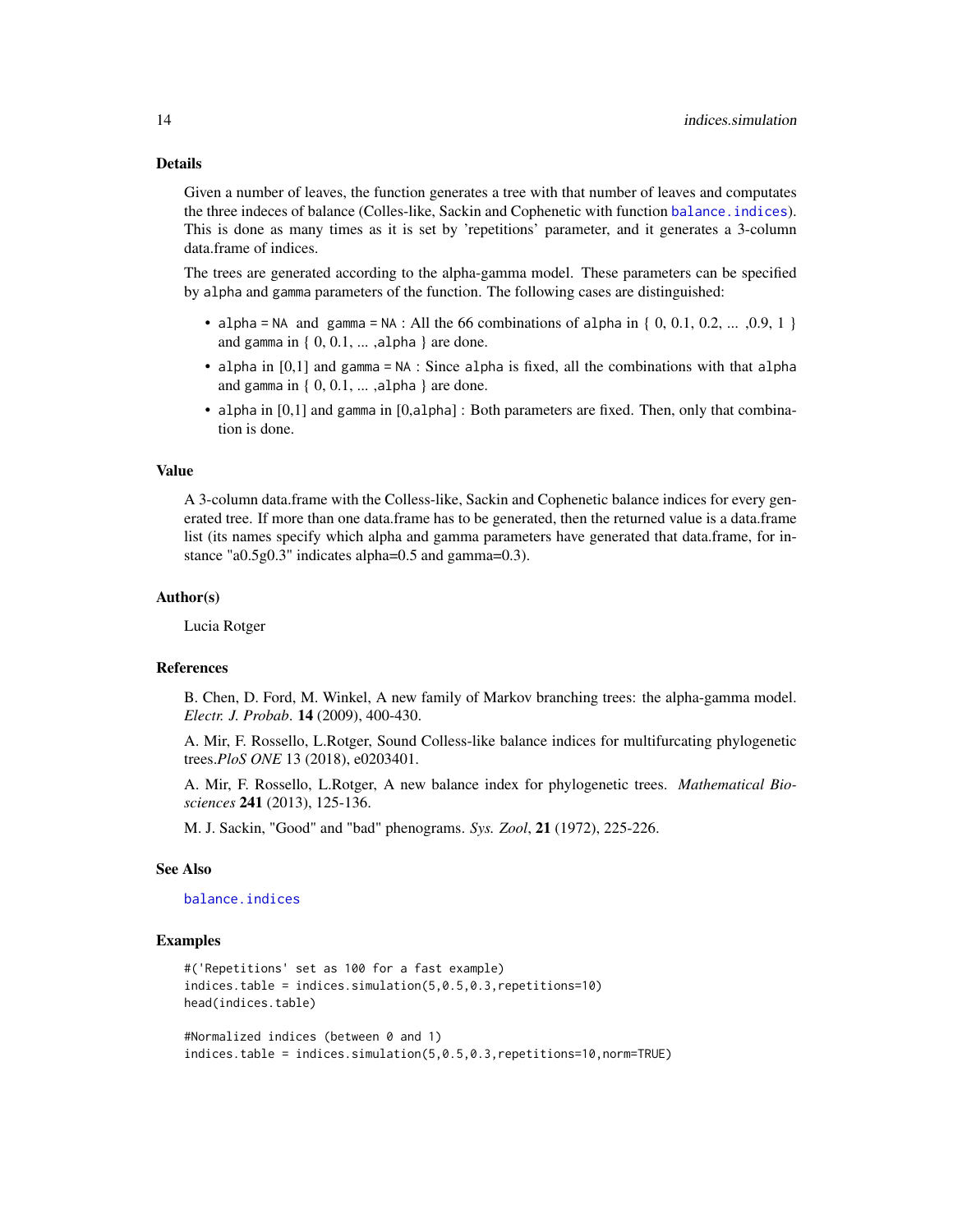### Details

Given a number of leaves, the function generates a tree with that number of leaves and computates the three indeces of balance (Colles-like, Sackin and Cophenetic with function `balance.indices`). This is done as many times as it is set by 'repetitions' parameter, and it generates a 3-column data.frame of indices.

The trees are generated according to the alpha-gamma model. These parameters can be specified by `alpha` and `gamma` parameters of the function. The following cases are distinguished:

- `alpha = NA` and `gamma = NA` : All the 66 combinations of `alpha` in { 0, 0.1, 0.2, ... ,0.9, 1 } and `gamma` in { 0, 0.1, ... ,`alpha` } are done.
- `alpha` in [0,1] and `gamma = NA` : Since `alpha` is fixed, all the combinations with that `alpha` and `gamma` in { 0, 0.1, ... ,`alpha` } are done.
- `alpha` in [0,1] and `gamma` in [0,`alpha`] : Both parameters are fixed. Then, only that combination is done.

### Value

A 3-column data.frame with the Colless-like, Sackin and Cophenetic balance indices for every generated tree. If more than one data.frame has to be generated, then the returned value is a data.frame list (its names specify which alpha and gamma parameters have generated that data.frame, for instance "a0.5g0.3" indicates alpha=0.5 and gamma=0.3).

### Author(s)

Lucia Rotger

### References

B. Chen, D. Ford, M. Winkel, A new family of Markov branching trees: the alpha-gamma model. *Electr. J. Probab*. **14** (2009), 400-430.

A. Mir, F. Rossello, L.Rotger, Sound Colless-like balance indices for multifurcating phylogenetic trees.*PloS ONE* 13 (2018), e0203401.

A. Mir, F. Rossello, L.Rotger, A new balance index for phylogenetic trees. *Mathematical Biosciences* **241** (2013), 125-136.

M. J. Sackin, "Good" and "bad" phenograms. *Sys. Zool*, **21** (1972), 225-226.

### See Also

`balance.indices`

### Examples

```
#('Repetitions' set as 100 for a fast example)
indices.table = indices.simulation(5,0.5,0.3,repetitions=10)
head(indices.table)

#Normalized indices (between 0 and 1)
indices.table = indices.simulation(5,0.5,0.3,repetitions=10,norm=TRUE)
```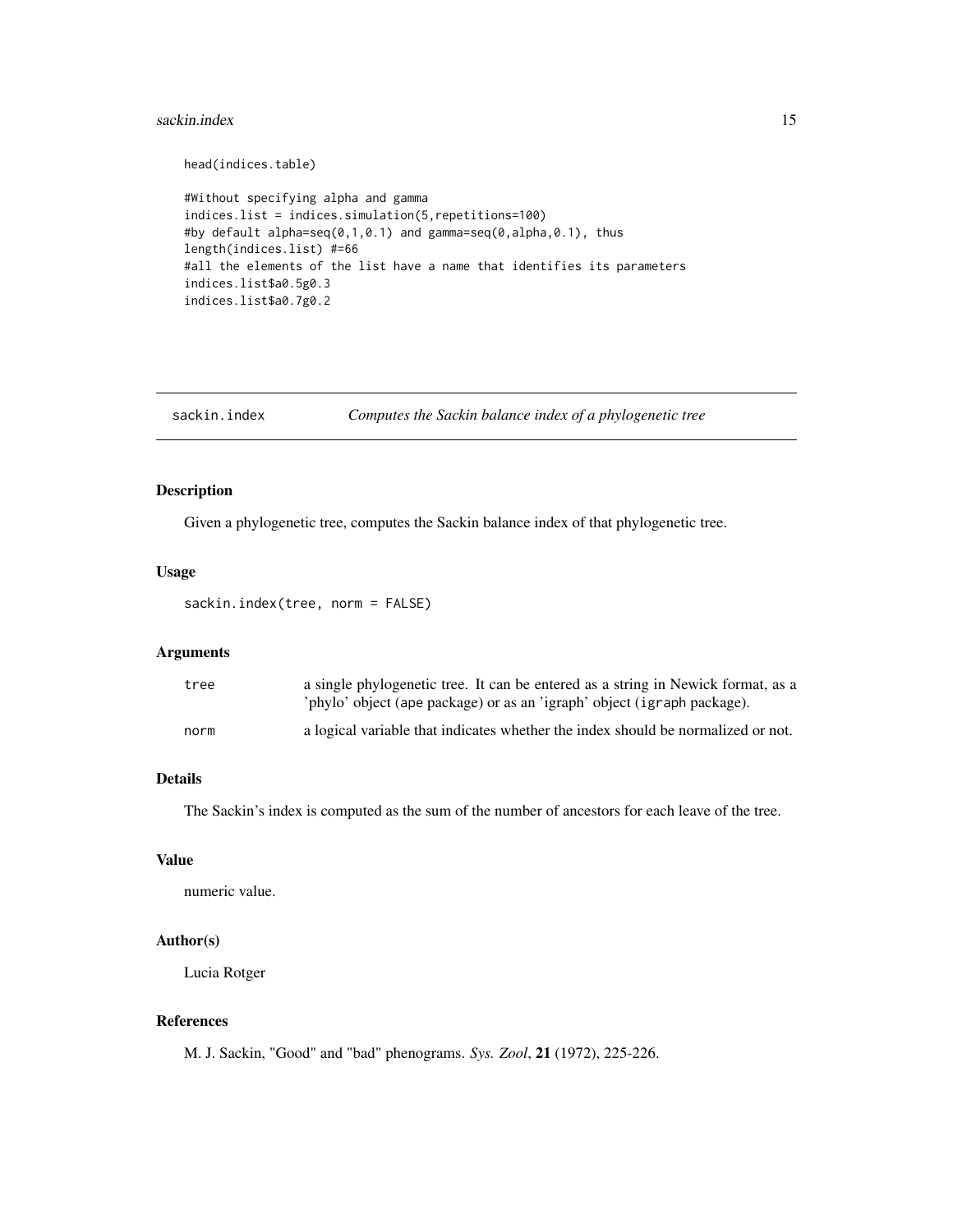```
head(indices.table)

#Without specifying alpha and gamma
indices.list = indices.simulation(5,repetitions=100)
#by default alpha=seq(0,1,0.1) and gamma=seq(0,alpha,0.1), thus
length(indices.list) #=66
#all the elements of the list have a name that identifies its parameters
indices.list$a0.5g0.3
indices.list$a0.7g0.2
```

---

## sackin.index — *Computes the Sackin balance index of a phylogenetic tree*

---

### Description

Given a phylogenetic tree, computes the Sackin balance index of that phylogenetic tree.

### Usage

```
sackin.index(tree, norm = FALSE)
```

### Arguments

| | |
|---|---|
| `tree` | a single phylogenetic tree. It can be entered as a string in Newick format, as a 'phylo' object (ape package) or as an 'igraph' object (igraph package). |
| `norm` | a logical variable that indicates whether the index should be normalized or not. |

### Details

The Sackin's index is computed as the sum of the number of ancestors for each leave of the tree.

### Value

numeric value.

### Author(s)

Lucia Rotger

### References

M. J. Sackin, "Good" and "bad" phenograms. *Sys. Zool*, **21** (1972), 225-226.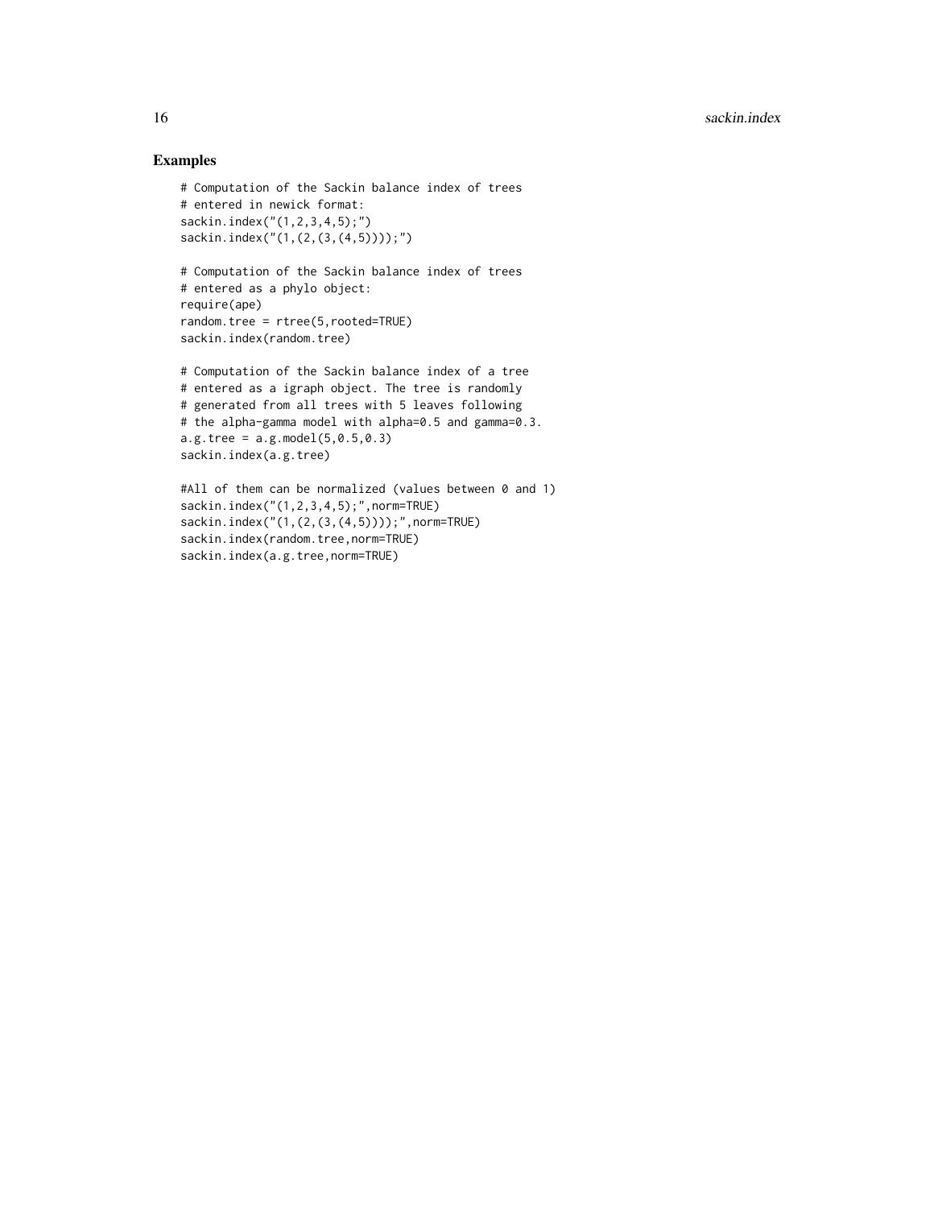## Examples

```
# Computation of the Sackin balance index of trees
# entered in newick format:
sackin.index("(1,2,3,4,5);")
sackin.index("(1,(2,(3,(4,5))));")

# Computation of the Sackin balance index of trees
# entered as a phylo object:
require(ape)
random.tree = rtree(5,rooted=TRUE)
sackin.index(random.tree)

# Computation of the Sackin balance index of a tree
# entered as a igraph object. The tree is randomly
# generated from all trees with 5 leaves following
# the alpha-gamma model with alpha=0.5 and gamma=0.3.
a.g.tree = a.g.model(5,0.5,0.3)
sackin.index(a.g.tree)

#All of them can be normalized (values between 0 and 1)
sackin.index("(1,2,3,4,5);",norm=TRUE)
sackin.index("(1,(2,(3,(4,5))));",norm=TRUE)
sackin.index(random.tree,norm=TRUE)
sackin.index(a.g.tree,norm=TRUE)
```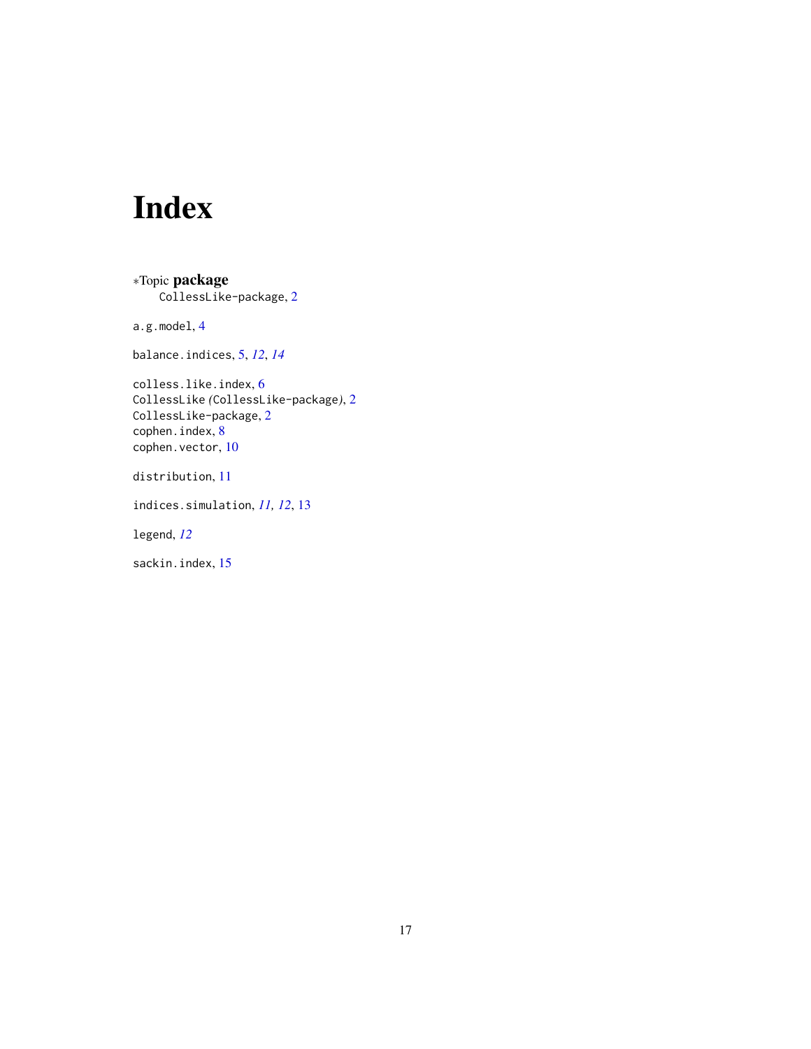# Index

∗Topic **package**
    CollessLike-package, 2

a.g.model, 4

balance.indices, 5, *12*, *14*

colless.like.index, 6
CollessLike *(*CollessLike-package*)*, 2
CollessLike-package, 2
cophen.index, 8
cophen.vector, 10

distribution, 11

indices.simulation, *11, 12*, 13

legend, *12*

sackin.index, 15